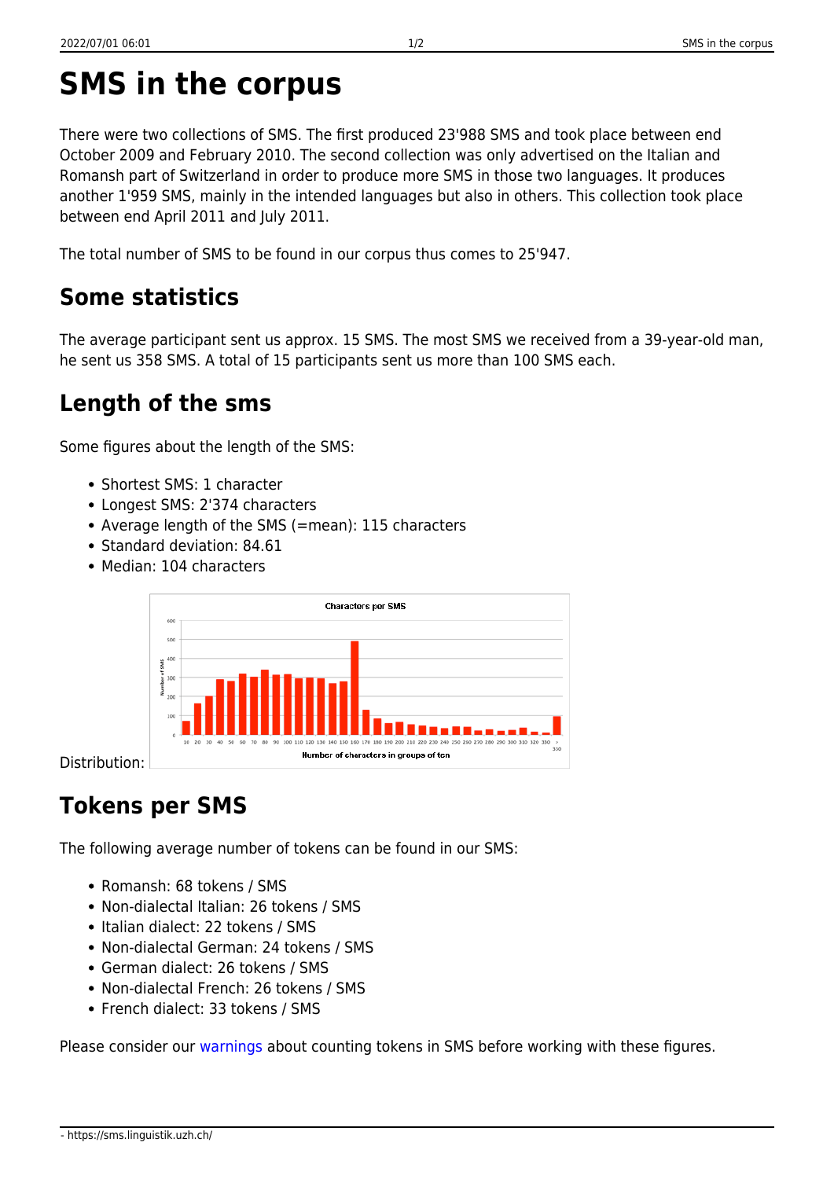# SMS in the corpus

There were two collections of SMS. The first produced 23'988 SMS and took place between end October 2009 and February 2010. The second collection was only advertised on the Italian and Romansh part of Switzerland in order to produce more SMS in those two languages. It produces another 1'959 SMS, mainly in the intended languages but also in others. This collection took place between end April 2011 and July 2011.

The total number of SMS to be found in our corpus thus comes to 25'947.

## Some statistics

The average participant sent us approx. 15 SMS. The most SMS we received from a 39-year-old man, he sent us 358 SMS. A total of 15 participants sent us more than 100 SMS each.

## Length of the sms

Some figures about the length of the SMS:

- Shortest SMS: 1 character
- Longest SMS: 2'374 characters
- Average length of the SMS (=mean): 115 characters
- Standard deviation: 84.61
- Median: 104 characters

Distribution:

## Tokens per SMS

The following average number of tokens can be found in our SMS:

- Romansh: 68 tokens / SMS
- Non-dialectal Italian: 26 tokens / SMS
- Italian dialect: 22 tokens / SMS
- Non-dialectal German: 24 tokens / SMS
- German dialect: 26 tokens / SMS
- Non-dialectal French: 26 tokens / SMS
- French dialect: 33 tokens / SMS

Please consider our warnings about counting tokens in SMS before working with these figures.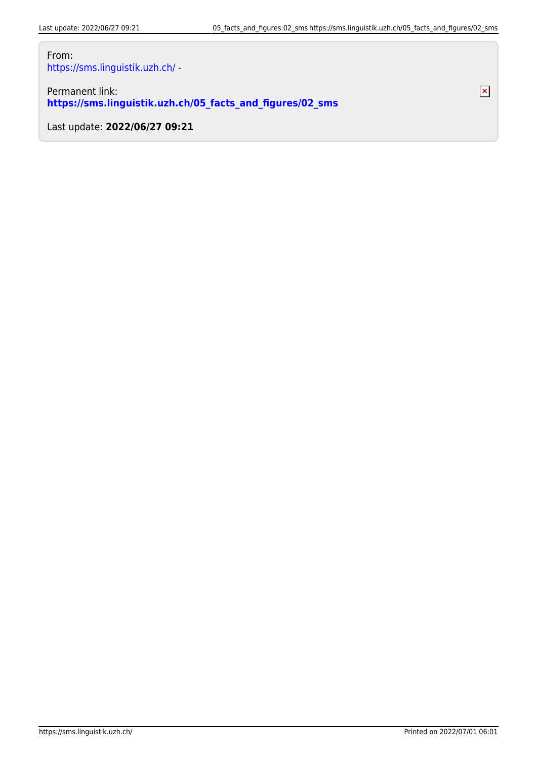From:
https://sms.linguistik.uzh.ch/ -

Permanent link:
**https://sms.linguistik.uzh.ch/05_facts_and_figures/02_sms**

Last update: **2022/06/27 09:21**